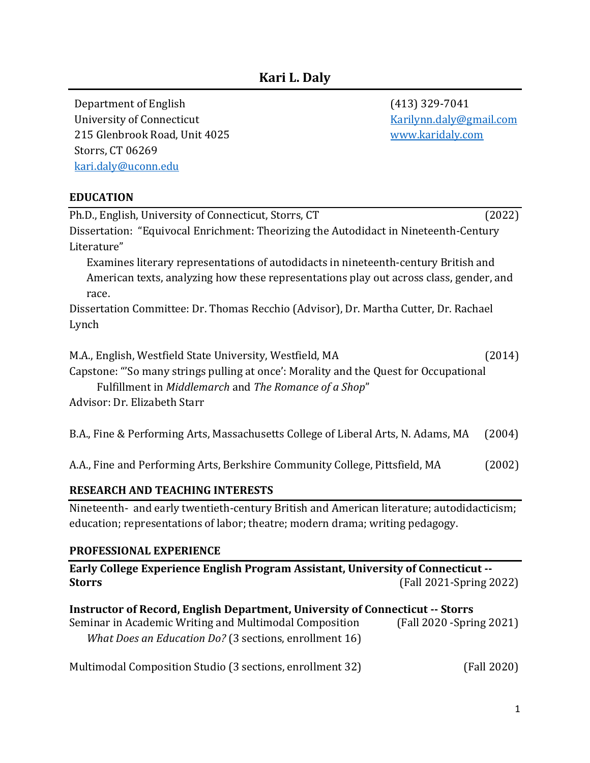# Kari L. Daly

Department of English
University of Connecticut
215 Glenbrook Road, Unit 4025
Storrs, CT 06269
kari.daly@uconn.edu

(413) 329-7041
Karilynn.daly@gmail.com
www.karidaly.com

## EDUCATION

Ph.D., English, University of Connecticut, Storrs, CT (2022)
Dissertation: "Equivocal Enrichment: Theorizing the Autodidact in Nineteenth-Century Literature"

Examines literary representations of autodidacts in nineteenth-century British and American texts, analyzing how these representations play out across class, gender, and race.

Dissertation Committee: Dr. Thomas Recchio (Advisor), Dr. Martha Cutter, Dr. Rachael Lynch

M.A., English, Westfield State University, Westfield, MA (2014)
Capstone: "'So many strings pulling at once': Morality and the Quest for Occupational Fulfillment in *Middlemarch* and *The Romance of a Shop*"
Advisor: Dr. Elizabeth Starr

B.A., Fine & Performing Arts, Massachusetts College of Liberal Arts, N. Adams, MA (2004)

A.A., Fine and Performing Arts, Berkshire Community College, Pittsfield, MA (2002)

## RESEARCH AND TEACHING INTERESTS

Nineteenth- and early twentieth-century British and American literature; autodidacticism; education; representations of labor; theatre; modern drama; writing pedagogy.

## PROFESSIONAL EXPERIENCE

**Early College Experience English Program Assistant, University of Connecticut -- Storrs** (Fall 2021-Spring 2022)

**Instructor of Record, English Department, University of Connecticut -- Storrs**

Seminar in Academic Writing and Multimodal Composition (Fall 2020 -Spring 2021)
*What Does an Education Do?* (3 sections, enrollment 16)

Multimodal Composition Studio (3 sections, enrollment 32) (Fall 2020)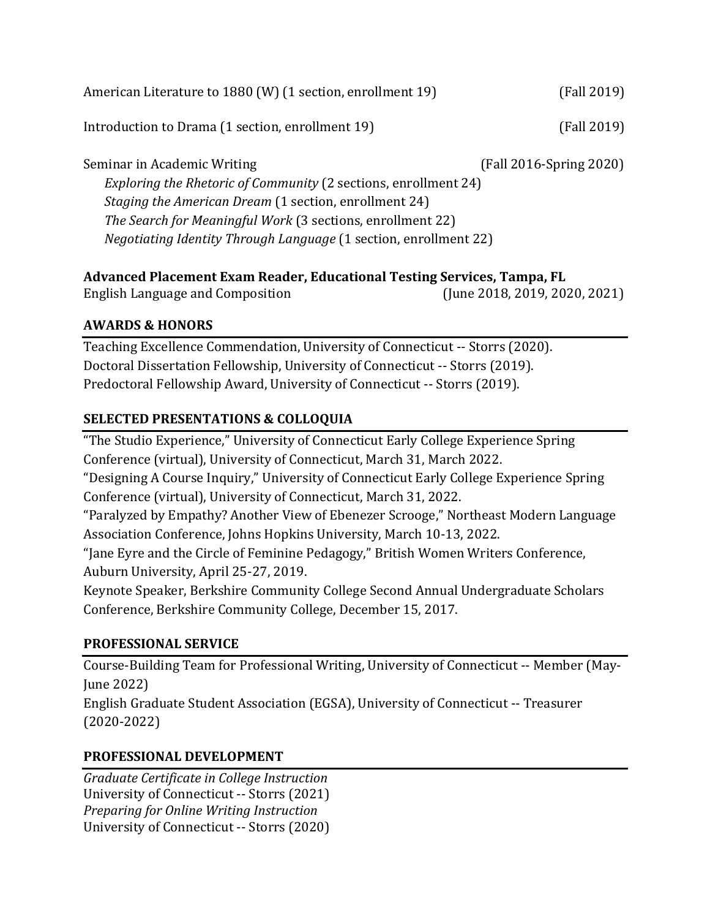American Literature to 1880 (W) (1 section, enrollment 19) (Fall 2019)

Introduction to Drama (1 section, enrollment 19) (Fall 2019)

Seminar in Academic Writing (Fall 2016-Spring 2020)

*Exploring the Rhetoric of Community* (2 sections, enrollment 24)
*Staging the American Dream* (1 section, enrollment 24)
*The Search for Meaningful Work* (3 sections, enrollment 22)
*Negotiating Identity Through Language* (1 section, enrollment 22)

**Advanced Placement Exam Reader, Educational Testing Services, Tampa, FL**
English Language and Composition (June 2018, 2019, 2020, 2021)

## AWARDS & HONORS

Teaching Excellence Commendation, University of Connecticut -- Storrs (2020).
Doctoral Dissertation Fellowship, University of Connecticut -- Storrs (2019).
Predoctoral Fellowship Award, University of Connecticut -- Storrs (2019).

## SELECTED PRESENTATIONS & COLLOQUIA

"The Studio Experience," University of Connecticut Early College Experience Spring Conference (virtual), University of Connecticut, March 31, March 2022.
"Designing A Course Inquiry," University of Connecticut Early College Experience Spring Conference (virtual), University of Connecticut, March 31, 2022.
"Paralyzed by Empathy? Another View of Ebenezer Scrooge," Northeast Modern Language Association Conference, Johns Hopkins University, March 10-13, 2022.
"Jane Eyre and the Circle of Feminine Pedagogy," British Women Writers Conference, Auburn University, April 25-27, 2019.
Keynote Speaker, Berkshire Community College Second Annual Undergraduate Scholars Conference, Berkshire Community College, December 15, 2017.

## PROFESSIONAL SERVICE

Course-Building Team for Professional Writing, University of Connecticut -- Member (May-June 2022)
English Graduate Student Association (EGSA), University of Connecticut -- Treasurer (2020-2022)

## PROFESSIONAL DEVELOPMENT

*Graduate Certificate in College Instruction*
University of Connecticut -- Storrs (2021)
*Preparing for Online Writing Instruction*
University of Connecticut -- Storrs (2020)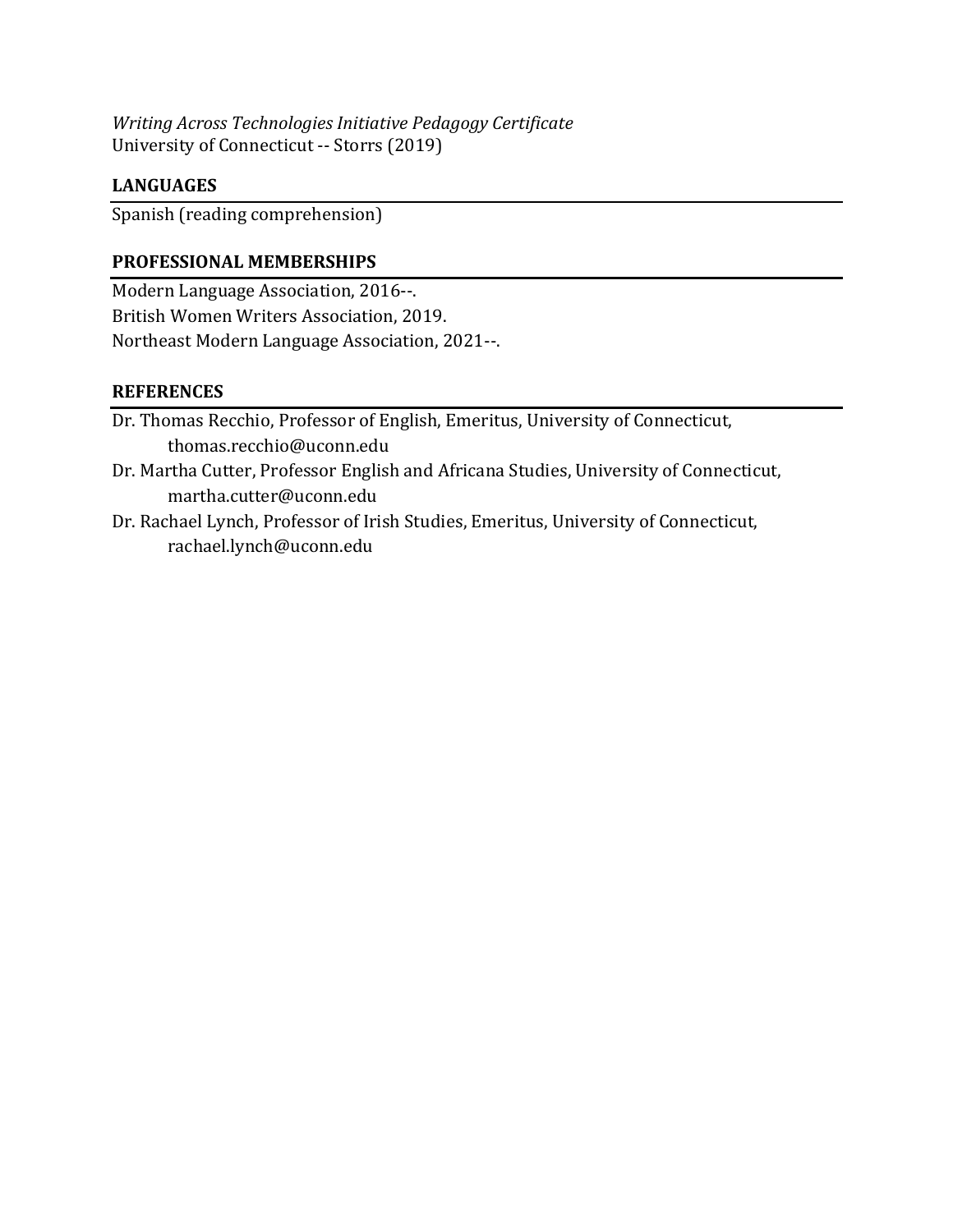*Writing Across Technologies Initiative Pedagogy Certificate*
University of Connecticut -- Storrs (2019)

## LANGUAGES

Spanish (reading comprehension)

## PROFESSIONAL MEMBERSHIPS

Modern Language Association, 2016--.
British Women Writers Association, 2019.
Northeast Modern Language Association, 2021--.

## REFERENCES

Dr. Thomas Recchio, Professor of English, Emeritus, University of Connecticut, thomas.recchio@uconn.edu

Dr. Martha Cutter, Professor English and Africana Studies, University of Connecticut, martha.cutter@uconn.edu

Dr. Rachael Lynch, Professor of Irish Studies, Emeritus, University of Connecticut, rachael.lynch@uconn.edu